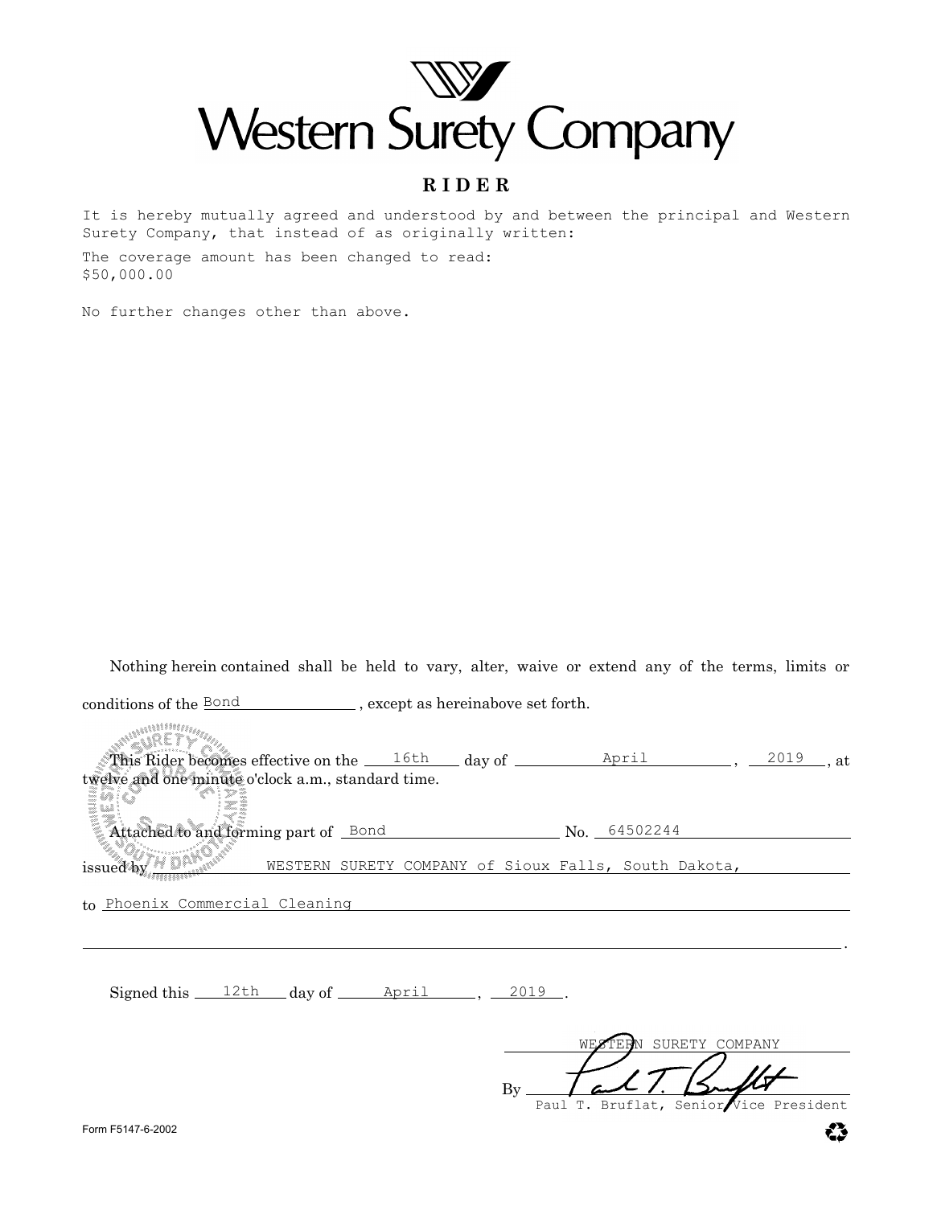# Western Surety Company

## RIDER

It is hereby mutually agreed and understood by and between the principal and Western Surety Company, that instead of as originally written:

The coverage amount has been changed to read:
$50,000.00

No further changes other than above.

Nothing herein contained shall be held to vary, alter, waive or extend any of the terms, limits or conditions of the Bond, except as hereinabove set forth.

This Rider becomes effective on the 16th day of April, 2019, at twelve and one minute o'clock a.m., standard time.

Attached to and forming part of Bond No. 64502244

issued by WESTERN SURETY COMPANY of Sioux Falls, South Dakota,

to Phoenix Commercial Cleaning

Signed this 12th day of April, 2019.

WESTERN SURETY COMPANY

By Paul T. Bruflat, Senior Vice President

Form F5147-6-2002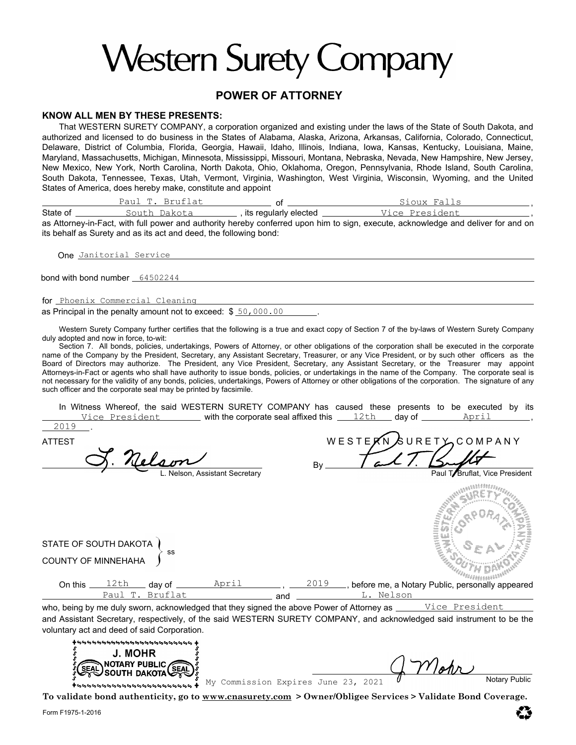# Western Surety Company

## POWER OF ATTORNEY

**KNOW ALL MEN BY THESE PRESENTS:**

That WESTERN SURETY COMPANY, a corporation organized and existing under the laws of the State of South Dakota, and authorized and licensed to do business in the States of Alabama, Alaska, Arizona, Arkansas, California, Colorado, Connecticut, Delaware, District of Columbia, Florida, Georgia, Hawaii, Idaho, Illinois, Indiana, Iowa, Kansas, Kentucky, Louisiana, Maine, Maryland, Massachusetts, Michigan, Minnesota, Mississippi, Missouri, Montana, Nebraska, Nevada, New Hampshire, New Jersey, New Mexico, New York, North Carolina, North Dakota, Ohio, Oklahoma, Oregon, Pennsylvania, Rhode Island, South Carolina, South Dakota, Tennessee, Texas, Utah, Vermont, Virginia, Washington, West Virginia, Wisconsin, Wyoming, and the United States of America, does hereby make, constitute and appoint

Paul T. Bruflat of Sioux Falls, State of South Dakota, its regularly elected Vice President, as Attorney-in-Fact, with full power and authority hereby conferred upon him to sign, execute, acknowledge and deliver for and on its behalf as Surety and as its act and deed, the following bond:

One Janitorial Service

bond with bond number 64502244

for Phoenix Commercial Cleaning

as Principal in the penalty amount not to exceed: $ 50,000.00.

Western Surety Company further certifies that the following is a true and exact copy of Section 7 of the by-laws of Western Surety Company duly adopted and now in force, to-wit:

Section 7. All bonds, policies, undertakings, Powers of Attorney, or other obligations of the corporation shall be executed in the corporate name of the Company by the President, Secretary, any Assistant Secretary, Treasurer, or any Vice President, or by such other officers as the Board of Directors may authorize. The President, any Vice President, Secretary, any Assistant Secretary, or the Treasurer may appoint Attorneys-in-Fact or agents who shall have authority to issue bonds, policies, or undertakings in the name of the Company. The corporate seal is not necessary for the validity of any bonds, policies, undertakings, Powers of Attorney or other obligations of the corporation. The signature of any such officer and the corporate seal may be printed by facsimile.

In Witness Whereof, the said WESTERN SURETY COMPANY has caused these presents to be executed by its Vice President with the corporate seal affixed this 12th day of April, 2019.

ATTEST

L. Nelson

L. Nelson, Assistant Secretary

WESTERN SURETY COMPANY

By Paul T. Bruflat

Paul T. Bruflat, Vice President

WESTERN SURETY COMPANY CORPORATE SEAL SOUTH DAKOTA

STATE OF SOUTH DAKOTA }
COUNTY OF MINNEHAHA } ss

On this 12th day of April, 2019, before me, a Notary Public, personally appeared Paul T. Bruflat and L. Nelson who, being by me duly sworn, acknowledged that they signed the above Power of Attorney as Vice President and Assistant Secretary, respectively, of the said WESTERN SURETY COMPANY, and acknowledged said instrument to be the voluntary act and deed of said Corporation.

J. MOHR
NOTARY PUBLIC
SOUTH DAKOTA
(SEAL) (SEAL)

My Commission Expires June 23, 2021

J. Mohr

Notary Public

**To validate bond authenticity, go to www.cnasurety.com > Owner/Obligee Services > Validate Bond Coverage.**

Form F1975-1-2016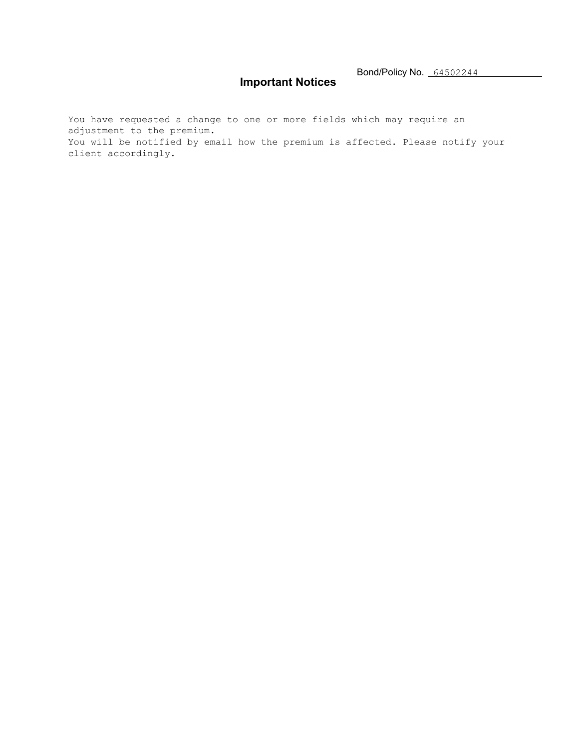Bond/Policy No. 64502244

# Important Notices

You have requested a change to one or more fields which may require an adjustment to the premium.
You will be notified by email how the premium is affected. Please notify your client accordingly.